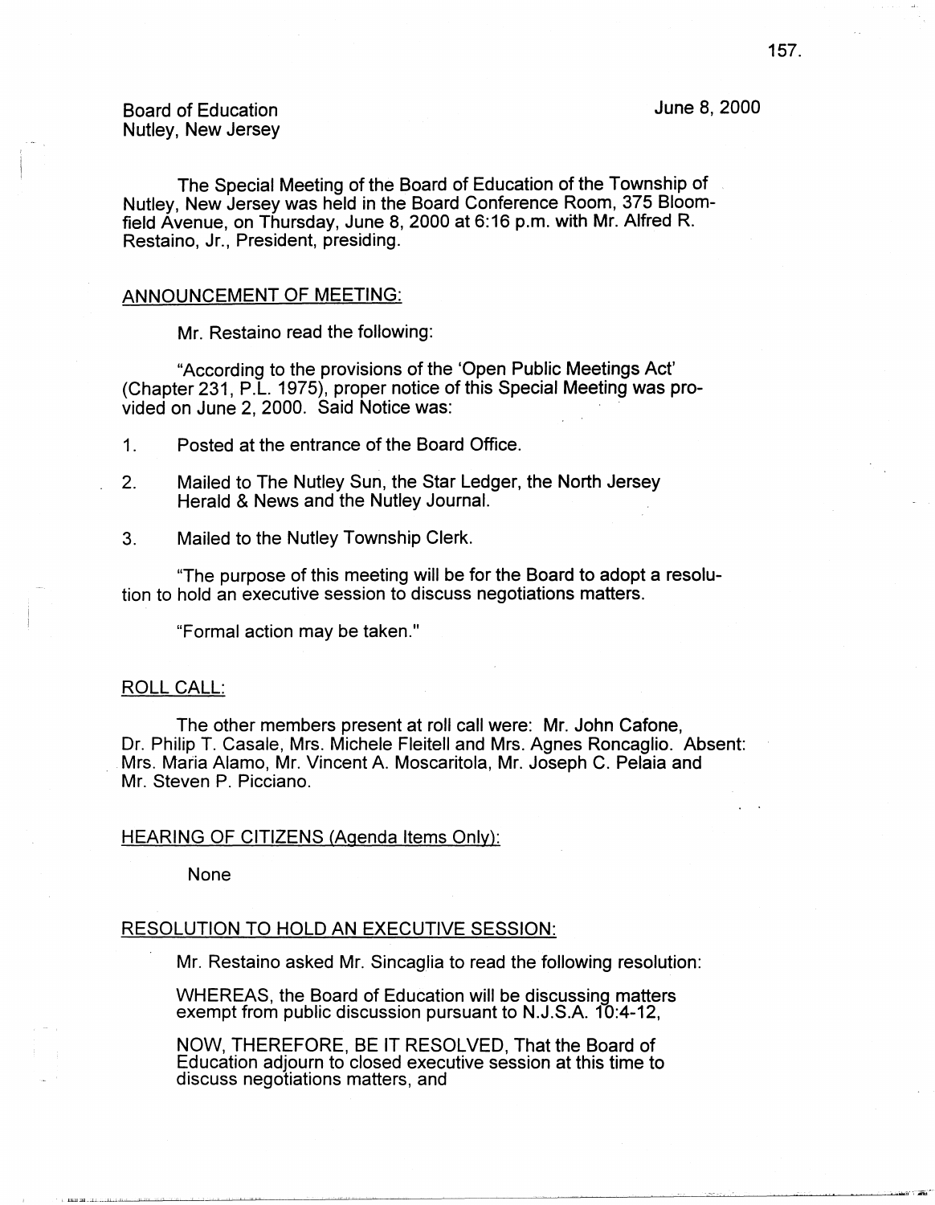Board of Education
Nutley, New Jersey

June 8, 2000

The Special Meeting of the Board of Education of the Township of Nutley, New Jersey was held in the Board Conference Room, 375 Bloomfield Avenue, on Thursday, June 8, 2000 at 6:16 p.m. with Mr. Alfred R. Restaino, Jr., President, presiding.

## ANNOUNCEMENT OF MEETING:

Mr. Restaino read the following:

"According to the provisions of the 'Open Public Meetings Act' (Chapter 231, P.L. 1975), proper notice of this Special Meeting was provided on June 2, 2000. Said Notice was:

1. Posted at the entrance of the Board Office.
2. Mailed to The Nutley Sun, the Star Ledger, the North Jersey Herald & News and the Nutley Journal.
3. Mailed to the Nutley Township Clerk.

"The purpose of this meeting will be for the Board to adopt a resolution to hold an executive session to discuss negotiations matters.

"Formal action may be taken."

## ROLL CALL:

The other members present at roll call were: Mr. John Cafone, Dr. Philip T. Casale, Mrs. Michele Fleitell and Mrs. Agnes Roncaglio. Absent: Mrs. Maria Alamo, Mr. Vincent A. Moscaritola, Mr. Joseph C. Pelaia and Mr. Steven P. Picciano.

## HEARING OF CITIZENS (Agenda Items Only):

None

## RESOLUTION TO HOLD AN EXECUTIVE SESSION:

Mr. Restaino asked Mr. Sincaglia to read the following resolution:

WHEREAS, the Board of Education will be discussing matters exempt from public discussion pursuant to N.J.S.A. 10:4-12,

NOW, THEREFORE, BE IT RESOLVED, That the Board of Education adjourn to closed executive session at this time to discuss negotiations matters, and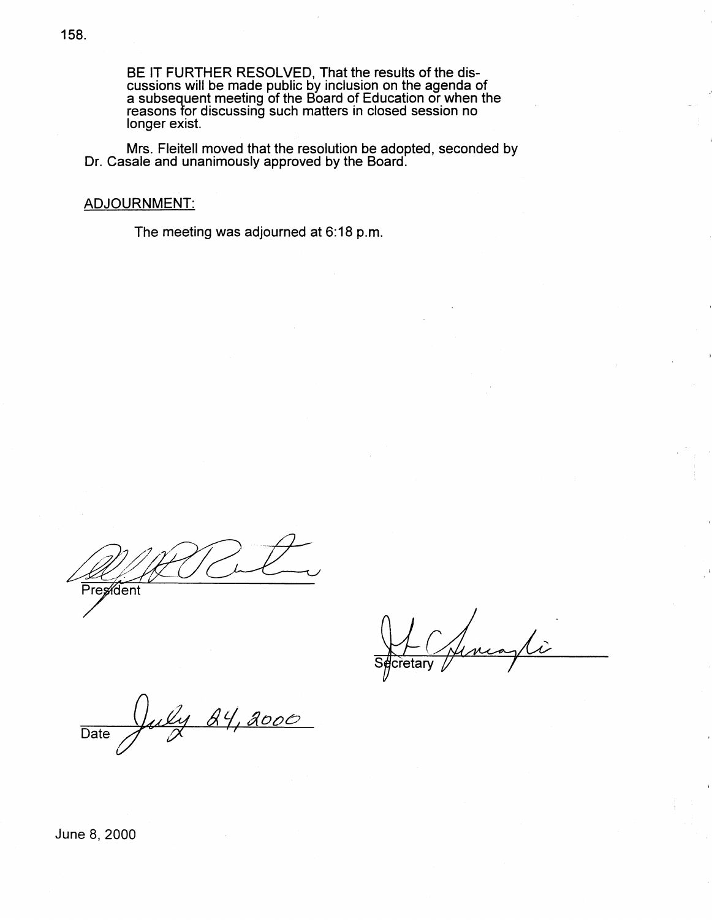BE IT FURTHER RESOLVED, That the results of the discussions will be made public by inclusion on the agenda of a subsequent meeting of the Board of Education or when the reasons for discussing such matters in closed session no longer exist.

Mrs. Fleitell moved that the resolution be adopted, seconded by Dr. Casale and unanimously approved by the Board.

ADJOURNMENT:

The meeting was adjourned at 6:18 p.m.

President

Secretary

Date July 24, 2000

June 8, 2000